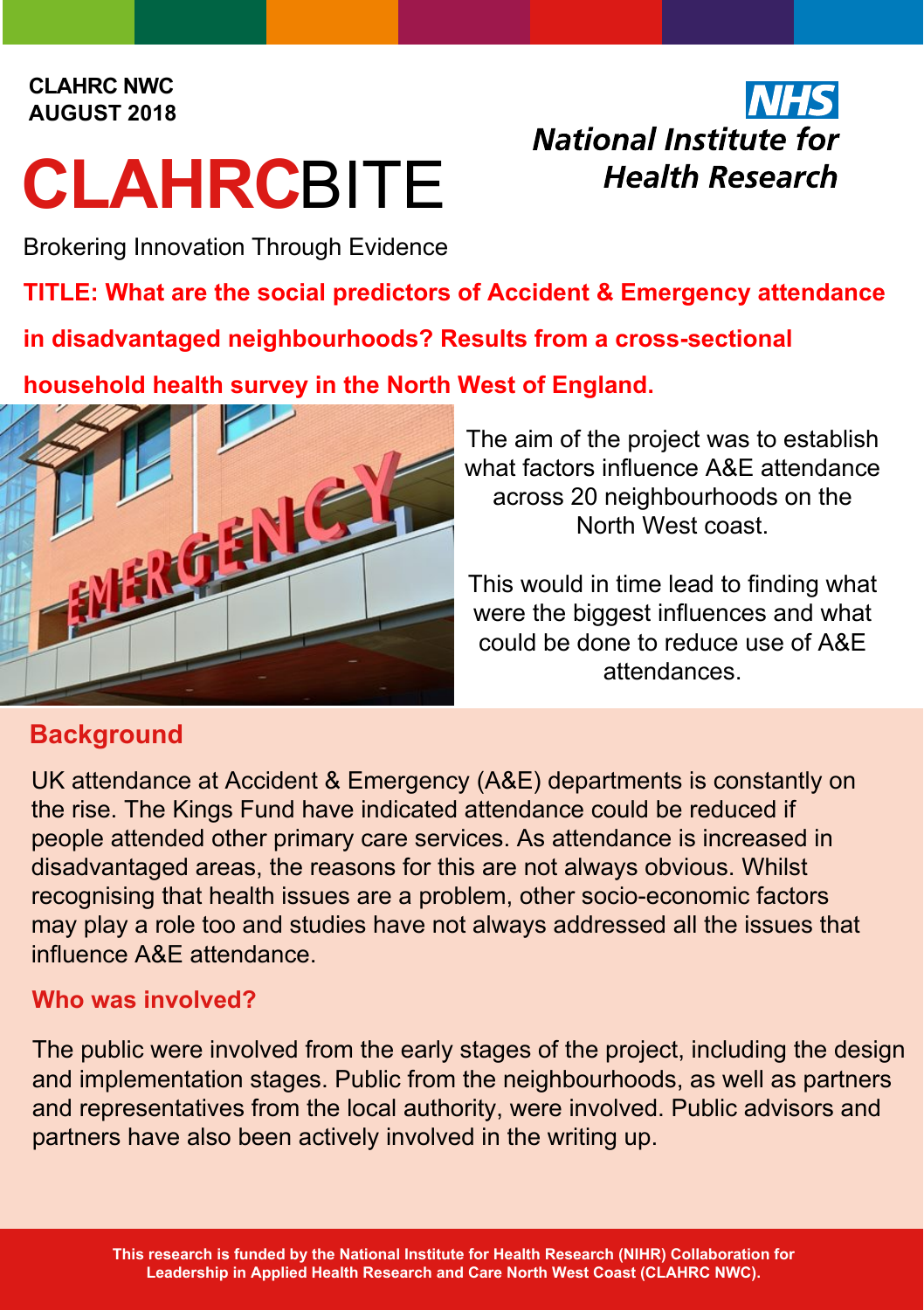**CLAHRC NWC**
**AUGUST 2018**

**NHS**
***National Institute for Health Research***

# CLAHRCBITE

Brokering Innovation Through Evidence

**TITLE: What are the social predictors of Accident & Emergency attendance in disadvantaged neighbourhoods? Results from a cross-sectional household health survey in the North West of England.**

The aim of the project was to establish what factors influence A&E attendance across 20 neighbourhoods on the North West coast.

This would in time lead to finding what were the biggest influences and what could be done to reduce use of A&E attendances.

## Background

UK attendance at Accident & Emergency (A&E) departments is constantly on the rise. The Kings Fund have indicated attendance could be reduced if people attended other primary care services. As attendance is increased in disadvantaged areas, the reasons for this are not always obvious. Whilst recognising that health issues are a problem, other socio-economic factors may play a role too and studies have not always addressed all the issues that influence A&E attendance.

### Who was involved?

The public were involved from the early stages of the project, including the design and implementation stages. Public from the neighbourhoods, as well as partners and representatives from the local authority, were involved. Public advisors and partners have also been actively involved in the writing up.

**This research is funded by the National Institute for Health Research (NIHR) Collaboration for Leadership in Applied Health Research and Care North West Coast (CLAHRC NWC).**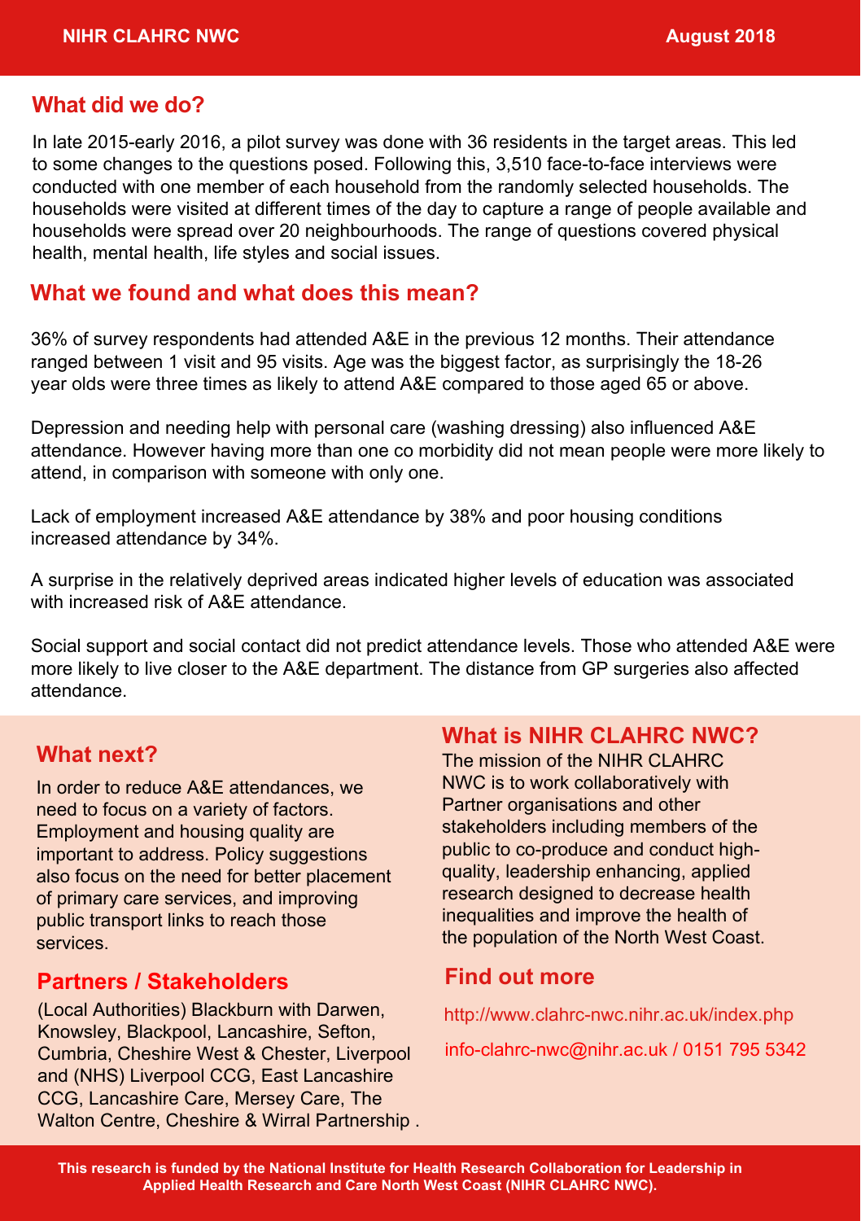## What did we do?

In late 2015-early 2016, a pilot survey was done with 36 residents in the target areas. This led to some changes to the questions posed. Following this, 3,510 face-to-face interviews were conducted with one member of each household from the randomly selected households. The households were visited at different times of the day to capture a range of people available and households were spread over 20 neighbourhoods. The range of questions covered physical health, mental health, life styles and social issues.

## What we found and what does this mean?

36% of survey respondents had attended A&E in the previous 12 months. Their attendance ranged between 1 visit and 95 visits. Age was the biggest factor, as surprisingly the 18-26 year olds were three times as likely to attend A&E compared to those aged 65 or above.

Depression and needing help with personal care (washing dressing) also influenced A&E attendance. However having more than one co morbidity did not mean people were more likely to attend, in comparison with someone with only one.

Lack of employment increased A&E attendance by 38% and poor housing conditions increased attendance by 34%.

A surprise in the relatively deprived areas indicated higher levels of education was associated with increased risk of A&E attendance.

Social support and social contact did not predict attendance levels. Those who attended A&E were more likely to live closer to the A&E department. The distance from GP surgeries also affected attendance.

## What next?

In order to reduce A&E attendances, we need to focus on a variety of factors. Employment and housing quality are important to address. Policy suggestions also focus on the need for better placement of primary care services, and improving public transport links to reach those services.

## Partners / Stakeholders

(Local Authorities) Blackburn with Darwen, Knowsley, Blackpool, Lancashire, Sefton, Cumbria, Cheshire West & Chester, Liverpool and (NHS) Liverpool CCG, East Lancashire CCG, Lancashire Care, Mersey Care, The Walton Centre, Cheshire & Wirral Partnership .

## What is NIHR CLAHRC NWC?

The mission of the NIHR CLAHRC NWC is to work collaboratively with Partner organisations and other stakeholders including members of the public to co-produce and conduct high-quality, leadership enhancing, applied research designed to decrease health inequalities and improve the health of the population of the North West Coast.

## Find out more

http://www.clahrc-nwc.nihr.ac.uk/index.php

info-clahrc-nwc@nihr.ac.uk / 0151 795 5342

**This research is funded by the National Institute for Health Research Collaboration for Leadership in Applied Health Research and Care North West Coast (NIHR CLAHRC NWC).**